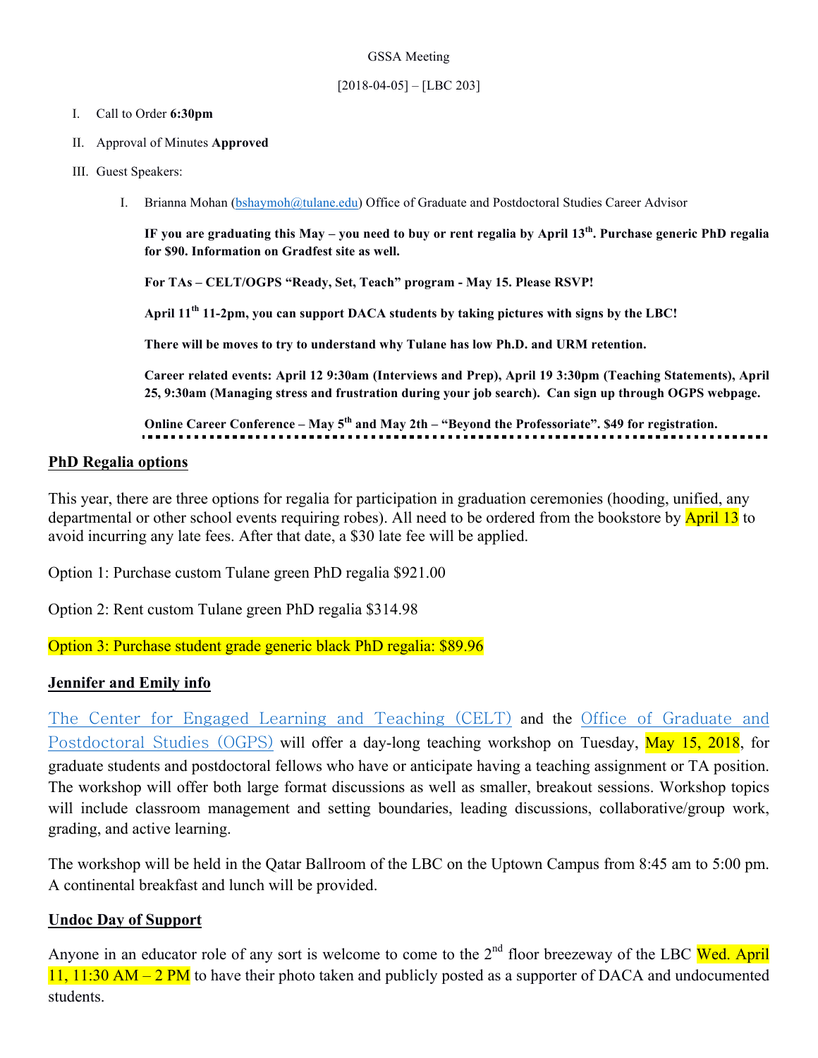GSSA Meeting

[2018-04-05] – [LBC 203]

I. Call to Order **6:30pm**

II. Approval of Minutes **Approved**

III. Guest Speakers:

   I. Brianna Mohan (bshaymoh@tulane.edu) Office of Graduate and Postdoctoral Studies Career Advisor

   **IF you are graduating this May – you need to buy or rent regalia by April 13th. Purchase generic PhD regalia for $90. Information on Gradfest site as well.**

   **For TAs – CELT/OGPS "Ready, Set, Teach" program - May 15. Please RSVP!**

   **April 11th 11-2pm, you can support DACA students by taking pictures with signs by the LBC!**

   **There will be moves to try to understand why Tulane has low Ph.D. and URM retention.**

   **Career related events: April 12 9:30am (Interviews and Prep), April 19 3:30pm (Teaching Statements), April 25, 9:30am (Managing stress and frustration during your job search). Can sign up through OGPS webpage.**

   **Online Career Conference – May 5th and May 2th – "Beyond the Professoriate". $49 for registration.**

---

**PhD Regalia options**

This year, there are three options for regalia for participation in graduation ceremonies (hooding, unified, any departmental or other school events requiring robes). All need to be ordered from the bookstore by April 13 to avoid incurring any late fees. After that date, a $30 late fee will be applied.

Option 1: Purchase custom Tulane green PhD regalia $921.00

Option 2: Rent custom Tulane green PhD regalia $314.98

Option 3: Purchase student grade generic black PhD regalia: $89.96

**Jennifer and Emily info**

The Center for Engaged Learning and Teaching (CELT) and the Office of Graduate and Postdoctoral Studies (OGPS) will offer a day-long teaching workshop on Tuesday, May 15, 2018, for graduate students and postdoctoral fellows who have or anticipate having a teaching assignment or TA position. The workshop will offer both large format discussions as well as smaller, breakout sessions. Workshop topics will include classroom management and setting boundaries, leading discussions, collaborative/group work, grading, and active learning.

The workshop will be held in the Qatar Ballroom of the LBC on the Uptown Campus from 8:45 am to 5:00 pm. A continental breakfast and lunch will be provided.

**Undoc Day of Support**

Anyone in an educator role of any sort is welcome to come to the 2nd floor breezeway of the LBC Wed. April 11, 11:30 AM – 2 PM to have their photo taken and publicly posted as a supporter of DACA and undocumented students.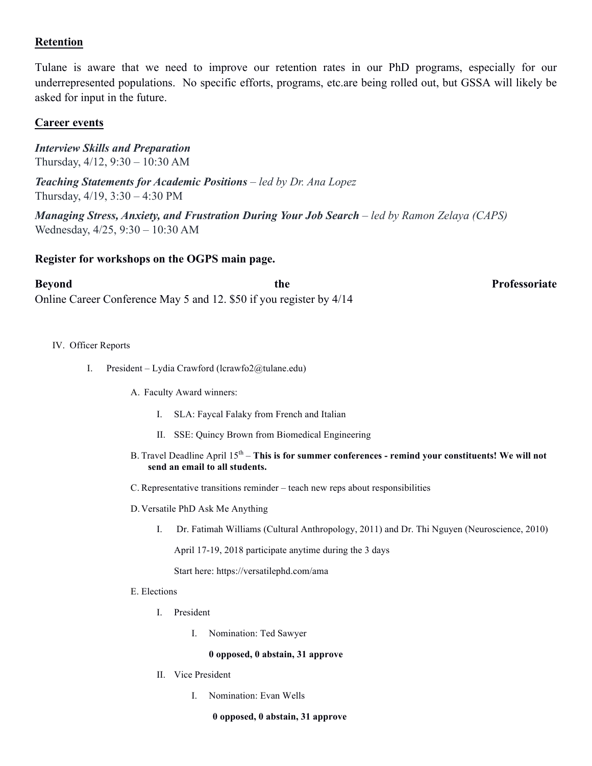**Retention**

Tulane is aware that we need to improve our retention rates in our PhD programs, especially for our underrepresented populations. No specific efforts, programs, etc.are being rolled out, but GSSA will likely be asked for input in the future.

**Career events**

***Interview Skills and Preparation***
Thursday, 4/12, 9:30 – 10:30 AM

***Teaching Statements for Academic Positions*** *– led by Dr. Ana Lopez*
Thursday, 4/19, 3:30 – 4:30 PM

***Managing Stress, Anxiety, and Frustration During Your Job Search*** *– led by Ramon Zelaya (CAPS)*
Wednesday, 4/25, 9:30 – 10:30 AM

**Register for workshops on the OGPS main page.**

**Beyond the Professoriate**
Online Career Conference May 5 and 12. $50 if you register by 4/14

IV. Officer Reports

I. President – Lydia Crawford (lcrawfo2@tulane.edu)

A. Faculty Award winners:

I. SLA: Faycal Falaky from French and Italian

II. SSE: Quincy Brown from Biomedical Engineering

B. Travel Deadline April 15th – **This is for summer conferences - remind your constituents! We will not send an email to all students.**

C. Representative transitions reminder – teach new reps about responsibilities

D. Versatile PhD Ask Me Anything

I. Dr. Fatimah Williams (Cultural Anthropology, 2011) and Dr. Thi Nguyen (Neuroscience, 2010)

April 17-19, 2018 participate anytime during the 3 days

Start here: https://versatilephd.com/ama

E. Elections

I. President

I. Nomination: Ted Sawyer

**0 opposed, 0 abstain, 31 approve**

II. Vice President

I. Nomination: Evan Wells

**0 opposed, 0 abstain, 31 approve**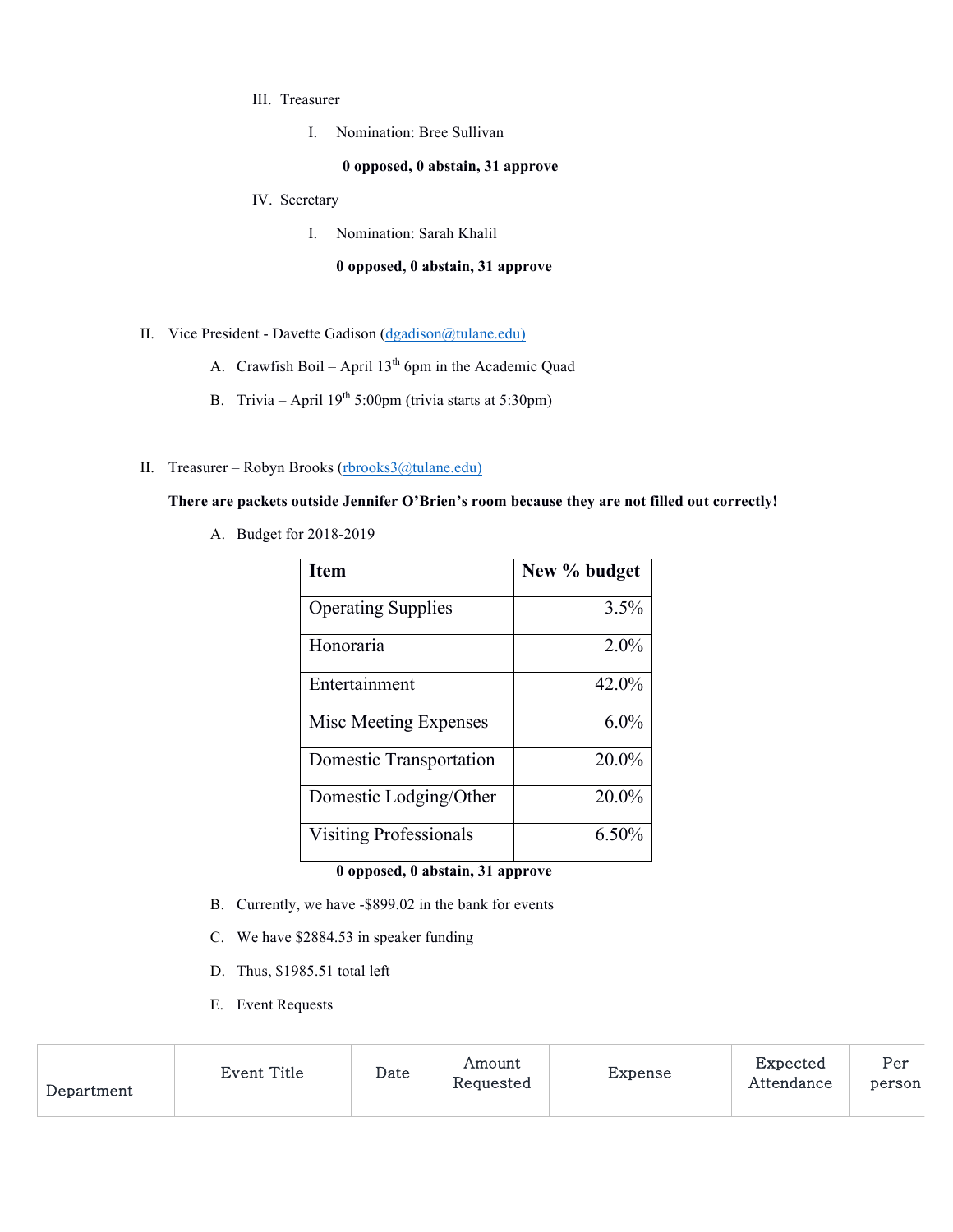III. Treasurer

  I. Nomination: Bree Sullivan

  **0 opposed, 0 abstain, 31 approve**

IV. Secretary

  I. Nomination: Sarah Khalil

  **0 opposed, 0 abstain, 31 approve**

II. Vice President - Davette Gadison (dgadison@tulane.edu)

  A. Crawfish Boil – April 13th 6pm in the Academic Quad

  B. Trivia – April 19th 5:00pm (trivia starts at 5:30pm)

II. Treasurer – Robyn Brooks (rbrooks3@tulane.edu)

**There are packets outside Jennifer O'Brien's room because they are not filled out correctly!**

  A. Budget for 2018-2019

| Item | New % budget |
|---|---:|
| Operating Supplies | 3.5% |
| Honoraria | 2.0% |
| Entertainment | 42.0% |
| Misc Meeting Expenses | 6.0% |
| Domestic Transportation | 20.0% |
| Domestic Lodging/Other | 20.0% |
| Visiting Professionals | 6.50% |

  **0 opposed, 0 abstain, 31 approve**

  B. Currently, we have -$899.02 in the bank for events

  C. We have $2884.53 in speaker funding

  D. Thus, $1985.51 total left

  E. Event Requests

| Department | Event Title | Date | Amount Requested | Expense | Expected Attendance | Per person |
|---|---|---|---|---|---|---|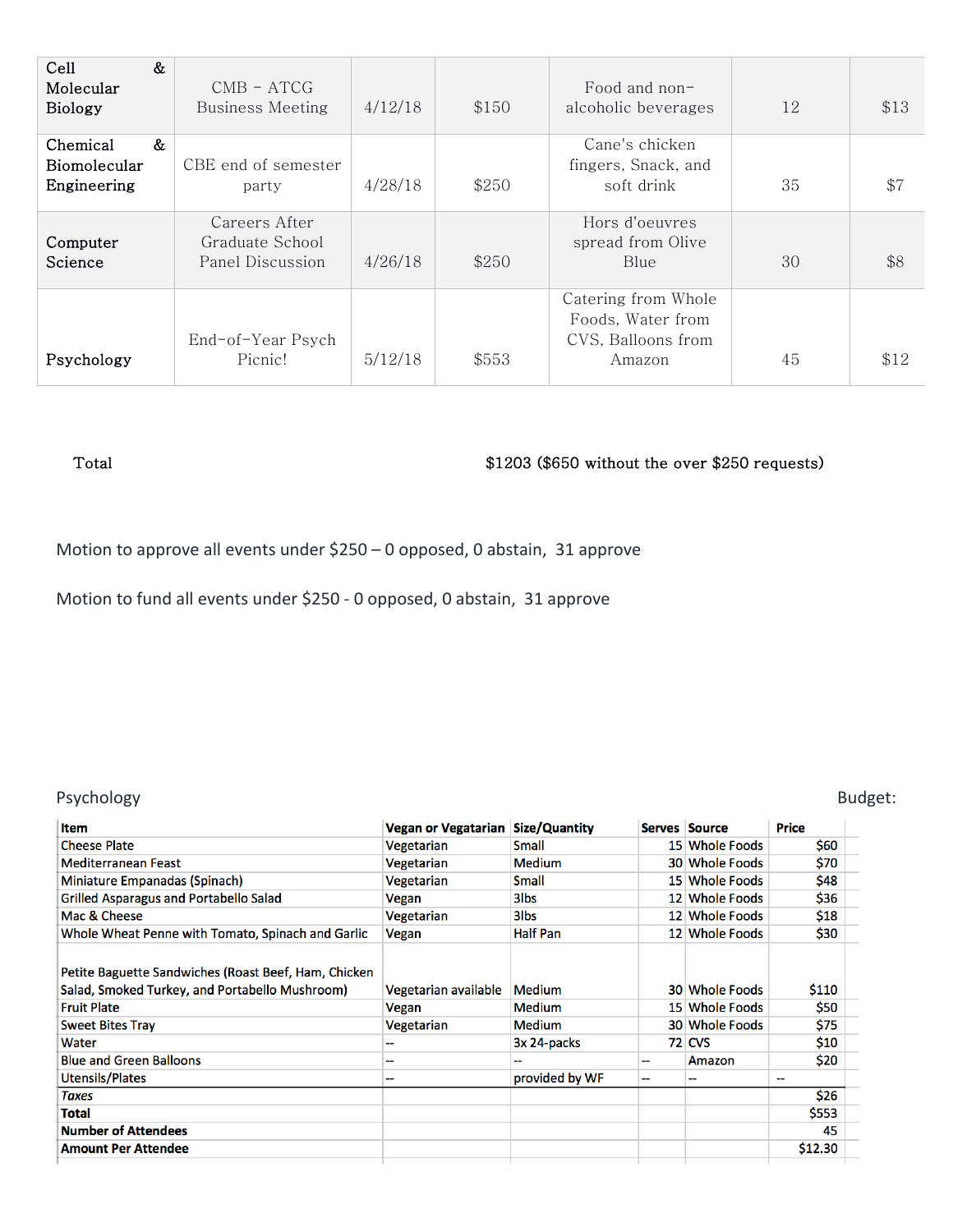| Cell & Molecular Biology | CMB - ATCG Business Meeting | 4/12/18 | $150 | Food and non-alcoholic beverages | 12 | $13 |
|---|---|---|---|---|---|---|
| Chemical & Biomolecular Engineering | CBE end of semester party | 4/28/18 | $250 | Cane's chicken fingers, Snack, and soft drink | 35 | $7 |
| Computer Science | Careers After Graduate School Panel Discussion | 4/26/18 | $250 | Hors d'oeuvres spread from Olive Blue | 30 | $8 |
| Psychology | End-of-Year Psych Picnic! | 5/12/18 | $553 | Catering from Whole Foods, Water from CVS, Balloons from Amazon | 45 | $12 |

Total $1203 ($650 without the over $250 requests)

Motion to approve all events under $250 – 0 opposed, 0 abstain, 31 approve

Motion to fund all events under $250 - 0 opposed, 0 abstain, 31 approve

Psychology Budget:

| Item | Vegan or Vegatarian | Size/Quantity | Serves | Source | Price |
|---|---|---|---|---|---|
| Cheese Plate | Vegetarian | Small | 15 | Whole Foods | $60 |
| Mediterranean Feast | Vegetarian | Medium | 30 | Whole Foods | $70 |
| Miniature Empanadas (Spinach) | Vegetarian | Small | 15 | Whole Foods | $48 |
| Grilled Asparagus and Portabello Salad | Vegan | 3lbs | 12 | Whole Foods | $36 |
| Mac & Cheese | Vegetarian | 3lbs | 12 | Whole Foods | $18 |
| Whole Wheat Penne with Tomato, Spinach and Garlic | Vegan | Half Pan | 12 | Whole Foods | $30 |
| Petite Baguette Sandwiches (Roast Beef, Ham, Chicken Salad, Smoked Turkey, and Portabello Mushroom) | Vegetarian available | Medium | 30 | Whole Foods | $110 |
| Fruit Plate | Vegan | Medium | 15 | Whole Foods | $50 |
| Sweet Bites Tray | Vegetarian | Medium | 30 | Whole Foods | $75 |
| Water | -- | 3x 24-packs | 72 | CVS | $10 |
| Blue and Green Balloons | -- | -- | -- | Amazon | $20 |
| Utensils/Plates | -- | provided by WF | -- | -- | -- |
| *Taxes* | | | | | $26 |
| **Total** | | | | | $553 |
| **Number of Attendees** | | | | | 45 |
| **Amount Per Attendee** | | | | | $12.30 |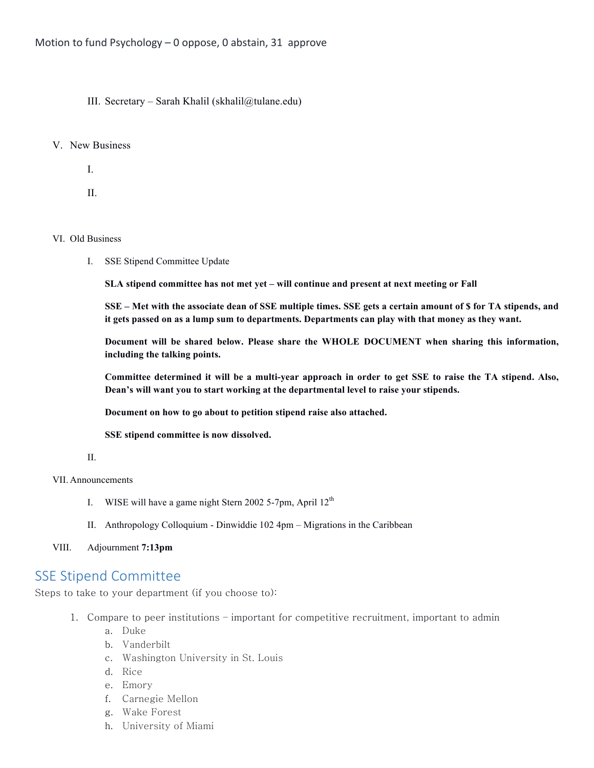Motion to fund Psychology – 0 oppose, 0 abstain, 31 approve

III. Secretary – Sarah Khalil (skhalil@tulane.edu)

V. New Business

I.

II.

VI. Old Business

I. SSE Stipend Committee Update

**SLA stipend committee has not met yet – will continue and present at next meeting or Fall**

**SSE – Met with the associate dean of SSE multiple times. SSE gets a certain amount of $ for TA stipends, and it gets passed on as a lump sum to departments. Departments can play with that money as they want.**

**Document will be shared below. Please share the WHOLE DOCUMENT when sharing this information, including the talking points.**

**Committee determined it will be a multi-year approach in order to get SSE to raise the TA stipend. Also, Dean's will want you to start working at the departmental level to raise your stipends.**

**Document on how to go about to petition stipend raise also attached.**

**SSE stipend committee is now dissolved.**

II.

VII. Announcements

I. WISE will have a game night Stern 2002 5-7pm, April 12th

II. Anthropology Colloquium - Dinwiddie 102 4pm – Migrations in the Caribbean

VIII. Adjournment **7:13pm**

## SSE Stipend Committee

Steps to take to your department (if you choose to):

1. Compare to peer institutions – important for competitive recruitment, important to admin
   a. Duke
   b. Vanderbilt
   c. Washington University in St. Louis
   d. Rice
   e. Emory
   f. Carnegie Mellon
   g. Wake Forest
   h. University of Miami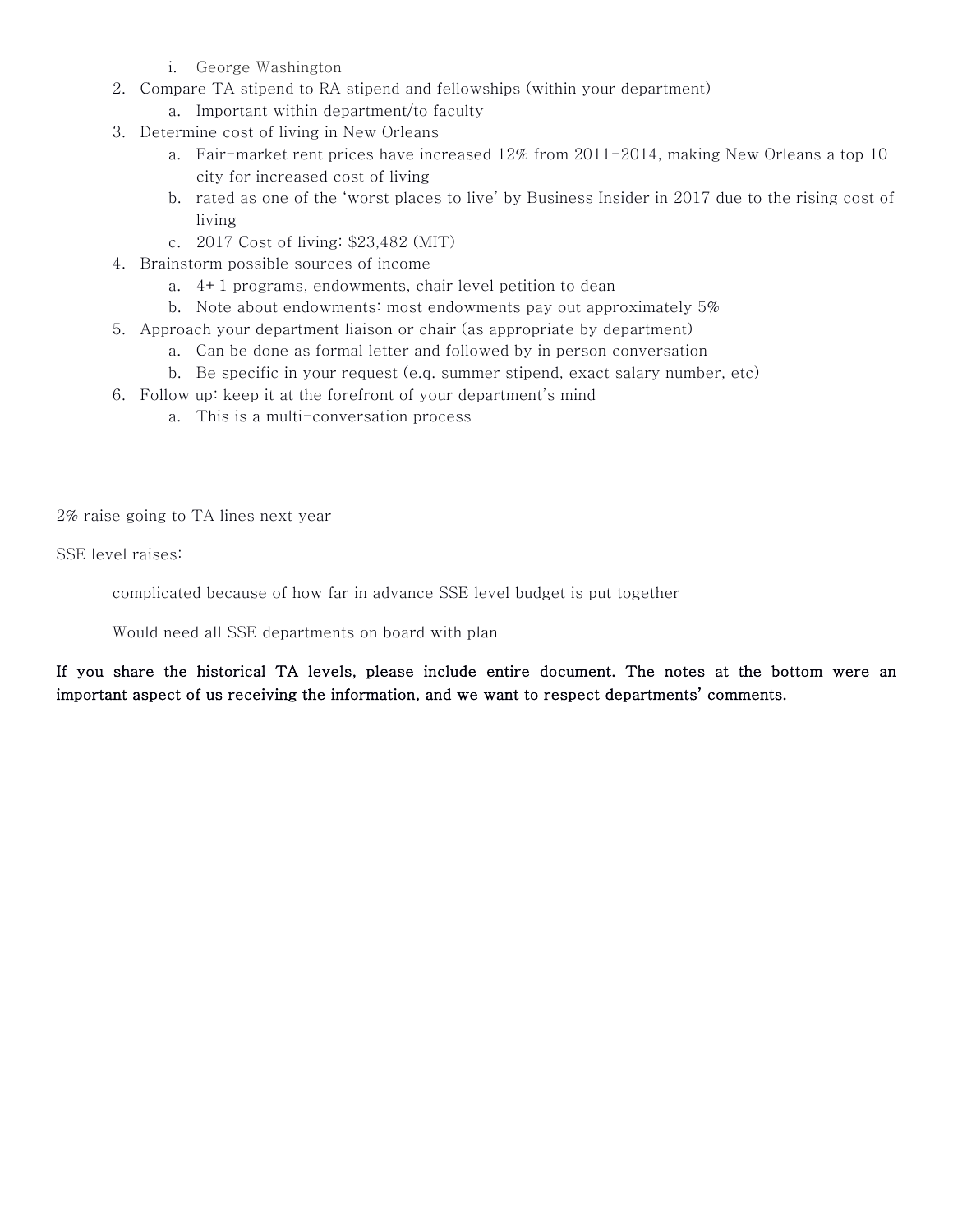i. George Washington

2. Compare TA stipend to RA stipend and fellowships (within your department)
    a. Important within department/to faculty
3. Determine cost of living in New Orleans
    a. Fair-market rent prices have increased 12% from 2011-2014, making New Orleans a top 10 city for increased cost of living
    b. rated as one of the 'worst places to live' by Business Insider in 2017 due to the rising cost of living
    c. 2017 Cost of living: $23,482 (MIT)
4. Brainstorm possible sources of income
    a. 4+1 programs, endowments, chair level petition to dean
    b. Note about endowments: most endowments pay out approximately 5%
5. Approach your department liaison or chair (as appropriate by department)
    a. Can be done as formal letter and followed by in person conversation
    b. Be specific in your request (e.q. summer stipend, exact salary number, etc)
6. Follow up: keep it at the forefront of your department's mind
    a. This is a multi-conversation process

2% raise going to TA lines next year

SSE level raises:

> complicated because of how far in advance SSE level budget is put together
>
> Would need all SSE departments on board with plan

**If you share the historical TA levels, please include entire document. The notes at the bottom were an important aspect of us receiving the information, and we want to respect departments' comments.**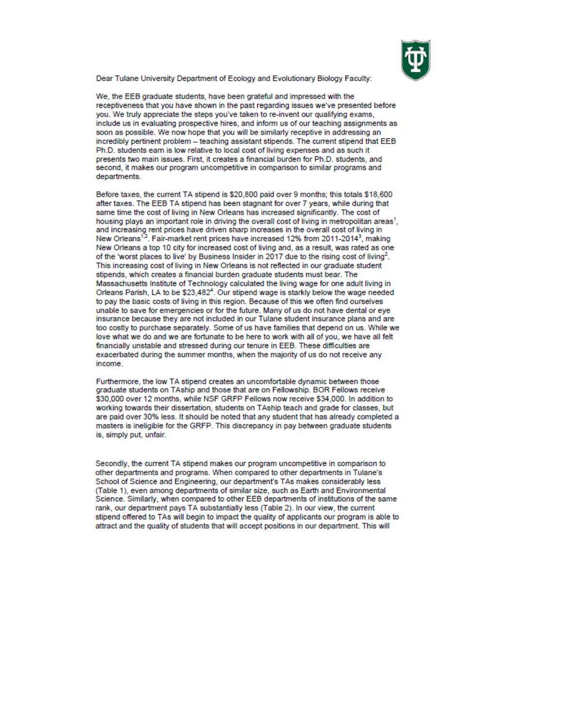Dear Tulane University Department of Ecology and Evolutionary Biology Faculty:

We, the EEB graduate students, have been grateful and impressed with the receptiveness that you have shown in the past regarding issues we've presented before you. We truly appreciate the steps you've taken to re-invent our qualifying exams, include us in evaluating prospective hires, and inform us of our teaching assignments as soon as possible. We now hope that you will be similarly receptive in addressing an incredibly pertinent problem – teaching assistant stipends. The current stipend that EEB Ph.D. students earn is low relative to local cost of living expenses and as such it presents two main issues. First, it creates a financial burden for Ph.D. students, and second, it makes our program uncompetitive in comparison to similar programs and departments.

Before taxes, the current TA stipend is $20,800 paid over 9 months; this totals $18,600 after taxes. The EEB TA stipend has been stagnant for over 7 years, while during that same time the cost of living in New Orleans has increased significantly. The cost of housing plays an important role in driving the overall cost of living in metropolitan areas[1], and increasing rent prices have driven sharp increases in the overall cost of living in New Orleans[1,2]. Fair-market rent prices have increased 12% from 2011-2014[3], making New Orleans a top 10 city for increased cost of living and, as a result, was rated as one of the 'worst places to live' by Business Insider in 2017 due to the rising cost of living[2]. This increasing cost of living in New Orleans is not reflected in our graduate student stipends, which creates a financial burden graduate students must bear. The Massachusetts Institute of Technology calculated the living wage for one adult living in Orleans Parish, LA to be $23,482[4]. Our stipend wage is starkly below the wage needed to pay the basic costs of living in this region. Because of this we often find ourselves unable to save for emergencies or for the future. Many of us do not have dental or eye insurance because they are not included in our Tulane student insurance plans and are too costly to purchase separately. Some of us have families that depend on us. While we love what we do and we are fortunate to be here to work with all of you, we have all felt financially unstable and stressed during our tenure in EEB. These difficulties are exacerbated during the summer months, when the majority of us do not receive any income.

Furthermore, the low TA stipend creates an uncomfortable dynamic between those graduate students on TAship and those that are on Fellowship. BOR Fellows receive $30,000 over 12 months, while NSF GRFP Fellows now receive $34,000. In addition to working towards their dissertation, students on TAship teach and grade for classes, but are paid over 30% less. It should be noted that any student that has already completed a masters is ineligible for the GRFP. This discrepancy in pay between graduate students is, simply put, unfair.

Secondly, the current TA stipend makes our program uncompetitive in comparison to other departments and programs. When compared to other departments in Tulane's School of Science and Engineering, our department's TAs makes considerably less (Table 1), even among departments of similar size, such as Earth and Environmental Science. Similarly, when compared to other EEB departments of institutions of the same rank, our department pays TA substantially less (Table 2). In our view, the current stipend offered to TAs will begin to impact the quality of applicants our program is able to attract and the quality of students that will accept positions in our department. This will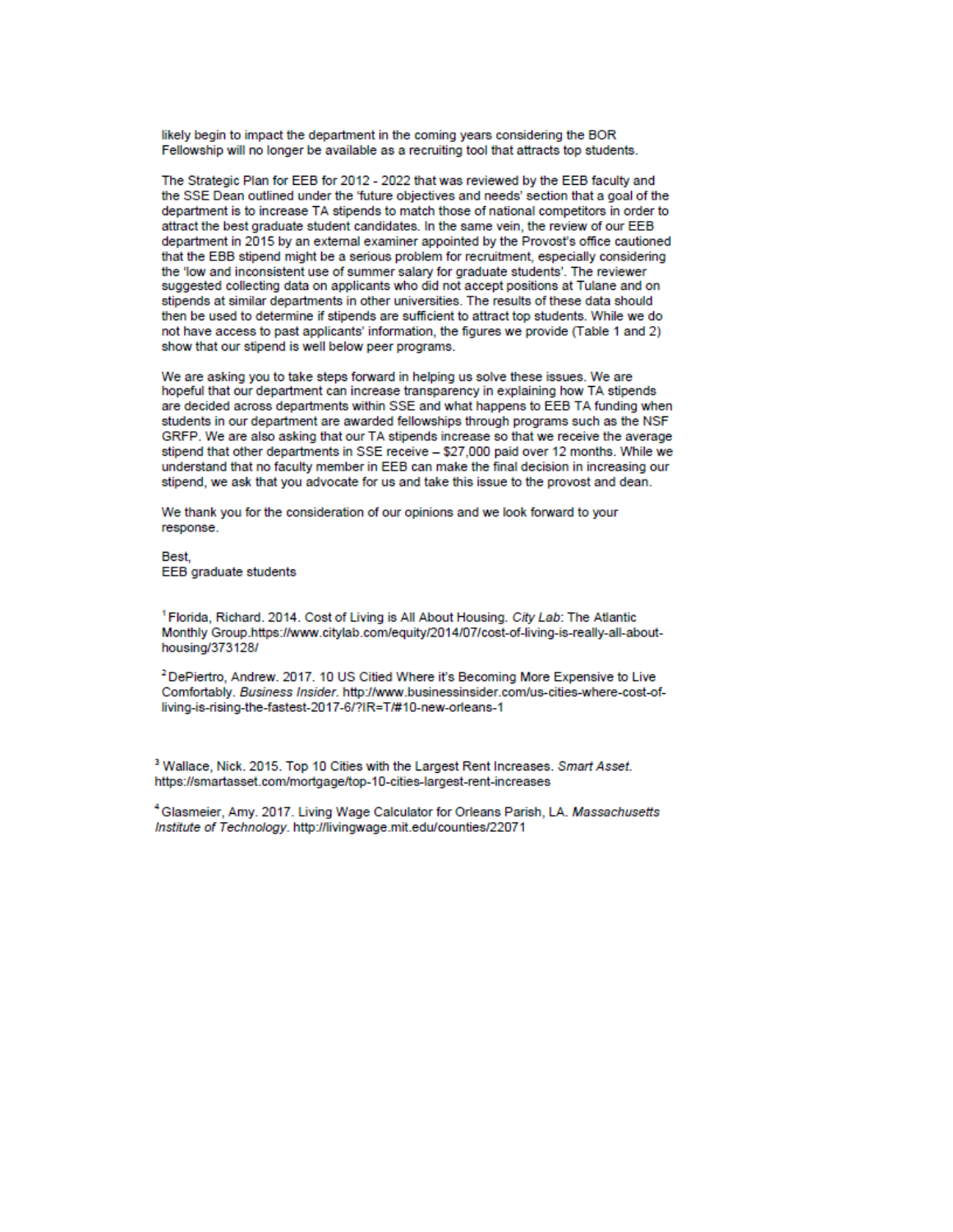likely begin to impact the department in the coming years considering the BOR Fellowship will no longer be available as a recruiting tool that attracts top students.

The Strategic Plan for EEB for 2012 - 2022 that was reviewed by the EEB faculty and the SSE Dean outlined under the 'future objectives and needs' section that a goal of the department is to increase TA stipends to match those of national competitors in order to attract the best graduate student candidates. In the same vein, the review of our EEB department in 2015 by an external examiner appointed by the Provost's office cautioned that the EBB stipend might be a serious problem for recruitment, especially considering the 'low and inconsistent use of summer salary for graduate students'. The reviewer suggested collecting data on applicants who did not accept positions at Tulane and on stipends at similar departments in other universities. The results of these data should then be used to determine if stipends are sufficient to attract top students. While we do not have access to past applicants' information, the figures we provide (Table 1 and 2) show that our stipend is well below peer programs.

We are asking you to take steps forward in helping us solve these issues. We are hopeful that our department can increase transparency in explaining how TA stipends are decided across departments within SSE and what happens to EEB TA funding when students in our department are awarded fellowships through programs such as the NSF GRFP. We are also asking that our TA stipends increase so that we receive the average stipend that other departments in SSE receive – $27,000 paid over 12 months. While we understand that no faculty member in EEB can make the final decision in increasing our stipend, we ask that you advocate for us and take this issue to the provost and dean.

We thank you for the consideration of our opinions and we look forward to your response.

Best,
EEB graduate students

[1] Florida, Richard. 2014. Cost of Living is All About Housing. *City Lab*: The Atlantic Monthly Group.https://www.citylab.com/equity/2014/07/cost-of-living-is-really-all-about-housing/373128/

[2] DePiertro, Andrew. 2017. 10 US Citied Where it's Becoming More Expensive to Live Comfortably. *Business Insider*. http://www.businessinsider.com/us-cities-where-cost-of-living-is-rising-the-fastest-2017-6/?IR=T/#10-new-orleans-1

[3] Wallace, Nick. 2015. Top 10 Cities with the Largest Rent Increases. *Smart Asset*. https://smartasset.com/mortgage/top-10-cities-largest-rent-increases

[4] Glasmeier, Amy. 2017. Living Wage Calculator for Orleans Parish, LA. *Massachusetts Institute of Technology*. http://livingwage.mit.edu/counties/22071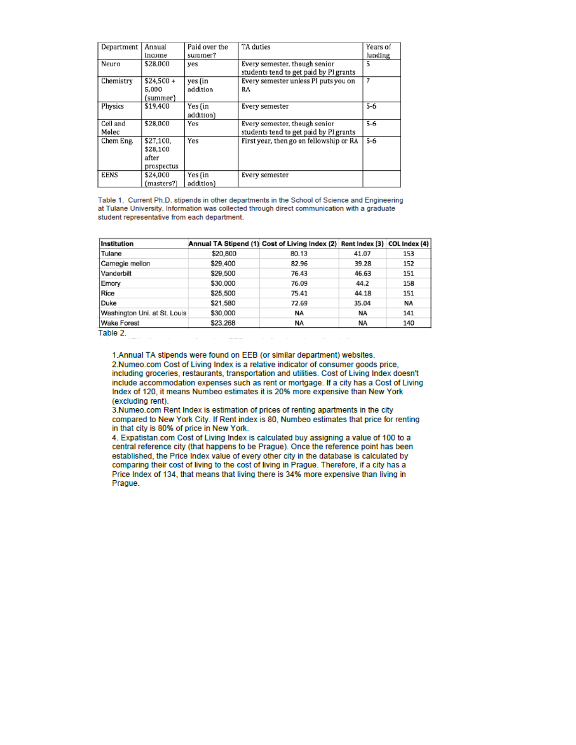| Department | Annual income | Paid over the summer? | TA duties | Years of funding |
| --- | --- | --- | --- | --- |
| Neuro | $28,000 | yes | Every semester, though senior students tend to get paid by PI grants | 5 |
| Chemistry | $24,500 + 5,000 (summer) | yes (in addition | Every semester unless PI puts you on RA | 7 |
| Physics | $19,400 | Yes (in addition) | Every semester | 5-6 |
| Cell and Molec | $28,000 | Yes | Every semester, though senior students tend to get paid by PI grants | 5-6 |
| Chem Eng | $27,100, $28,100 after prospectus | Yes | First year, then go on fellowship or RA | 5-6 |
| EENS | $24,000 (masters?) | Yes (in addition) | Every semester | |

Table 1. Current Ph.D. stipends in other departments in the School of Science and Engineering at Tulane University. Information was collected through direct communication with a graduate student representative from each department.

| Institution | Annual TA Stipend (1) | Cost of Living Index (2) | Rent Index (3) | COL Index (4) |
| --- | --- | --- | --- | --- |
| Tulane | $20,800 | 80.13 | 41.07 | 153 |
| Carnegie mellon | $29,400 | 82.96 | 39.28 | 152 |
| Vanderbilt | $29,500 | 76.43 | 46.63 | 151 |
| Emory | $30,000 | 76.09 | 44.2 | 158 |
| Rice | $25,500 | 75.41 | 44.18 | 151 |
| Duke | $21,580 | 72.69 | 35.04 | NA |
| Washington Uni. at St. Louis | $30,000 | NA | NA | 141 |
| Wake Forest | $23,268 | NA | NA | 140 |

Table 2.

1. Annual TA stipends were found on EEB (or similar department) websites.
2. Numeo.com Cost of Living Index is a relative indicator of consumer goods price, including groceries, restaurants, transportation and utilities. Cost of Living Index doesn't include accommodation expenses such as rent or mortgage. If a city has a Cost of Living Index of 120, it means Numbeo estimates it is 20% more expensive than New York (excluding rent).
3. Numeo.com Rent Index is estimation of prices of renting apartments in the city compared to New York City. If Rent index is 80, Numbeo estimates that price for renting in that city is 80% of price in New York.
4. Expatistan.com Cost of Living Index is calculated buy assigning a value of 100 to a central reference city (that happens to be Prague). Once the reference point has been established, the Price Index value of every other city in the database is calculated by comparing their cost of living to the cost of living in Prague. Therefore, if a city has a Price Index of 134, that means that living there is 34% more expensive than living in Prague.